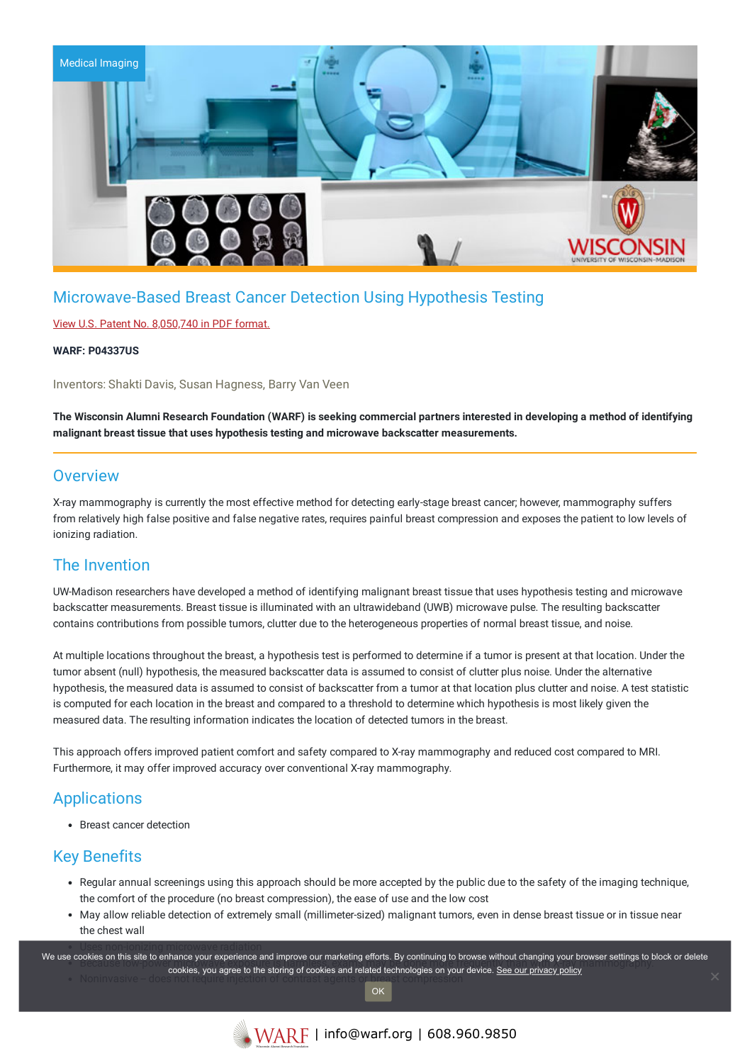Medical Imaging

# Microwave-Based Breast Cancer Detection Using Hypothesis Testing

View U.S. Patent No. 8,050,740 in PDF format.

**WARF: P04337US**

Inventors: Shakti Davis, Susan Hagness, Barry Van Veen

**The Wisconsin Alumni Research Foundation (WARF) is seeking commercial partners interested in developing a method of identifying malignant breast tissue that uses hypothesis testing and microwave backscatter measurements.**

## Overview

X-ray mammography is currently the most effective method for detecting early-stage breast cancer; however, mammography suffers from relatively high false positive and false negative rates, requires painful breast compression and exposes the patient to low levels of ionizing radiation.

## The Invention

UW-Madison researchers have developed a method of identifying malignant breast tissue that uses hypothesis testing and microwave backscatter measurements. Breast tissue is illuminated with an ultrawideband (UWB) microwave pulse. The resulting backscatter contains contributions from possible tumors, clutter due to the heterogeneous properties of normal breast tissue, and noise.

At multiple locations throughout the breast, a hypothesis test is performed to determine if a tumor is present at that location. Under the tumor absent (null) hypothesis, the measured backscatter data is assumed to consist of clutter plus noise. Under the alternative hypothesis, the measured data is assumed to consist of backscatter from a tumor at that location plus clutter and noise. A test statistic is computed for each location in the breast and compared to a threshold to determine which hypothesis is most likely given the measured data. The resulting information indicates the location of detected tumors in the breast.

This approach offers improved patient comfort and safety compared to X-ray mammography and reduced cost compared to MRI. Furthermore, it may offer improved accuracy over conventional X-ray mammography.

## Applications

- Breast cancer detection

## Key Benefits

- Regular annual screenings using this approach should be more accepted by the public due to the safety of the imaging technique, the comfort of the procedure (no breast compression), the ease of use and the low cost
- May allow reliable detection of extremely small (millimeter-sized) malignant tumors, even in dense breast tissue or in tissue near the chest wall
- Uses non-ionizing microwave radiation
- Because low-power ... mammography.
- Noninvasive – does not require injection of contrast agents or breast compression

We use cookies on this site to enhance your experience and improve our marketing efforts. By continuing to browse without changing your browser settings to block or delete cookies, you agree to the storing of cookies and related technologies on your device. See our privacy policy

OK

WARF | info@warf.org | 608.960.9850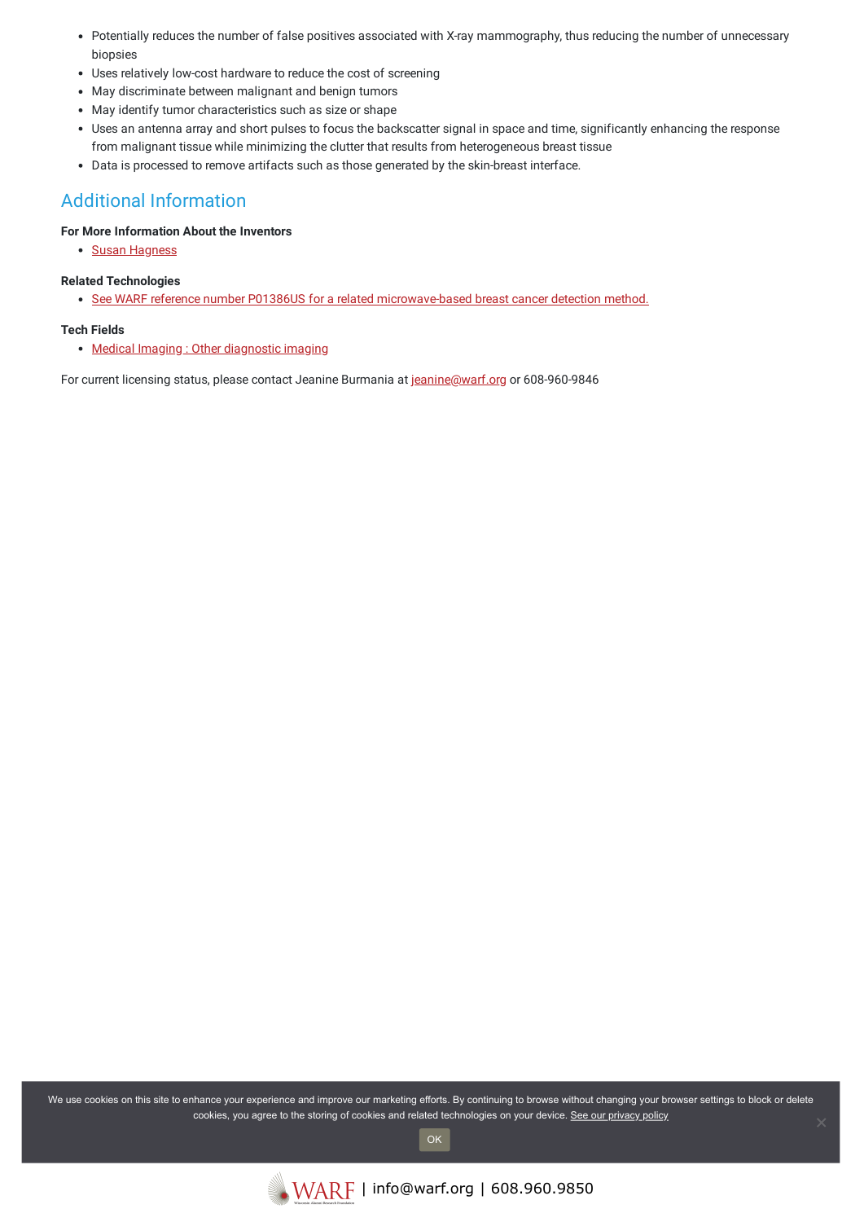- Potentially reduces the number of false positives associated with X-ray mammography, thus reducing the number of unnecessary biopsies
- Uses relatively low-cost hardware to reduce the cost of screening
- May discriminate between malignant and benign tumors
- May identify tumor characteristics such as size or shape
- Uses an antenna array and short pulses to focus the backscatter signal in space and time, significantly enhancing the response from malignant tissue while minimizing the clutter that results from heterogeneous breast tissue
- Data is processed to remove artifacts such as those generated by the skin-breast interface.

## Additional Information

**For More Information About the Inventors**

- Susan Hagness

**Related Technologies**

- See WARF reference number P01386US for a related microwave-based breast cancer detection method.

**Tech Fields**

- Medical Imaging : Other diagnostic imaging

For current licensing status, please contact Jeanine Burmania at jeanine@warf.org or 608-960-9846